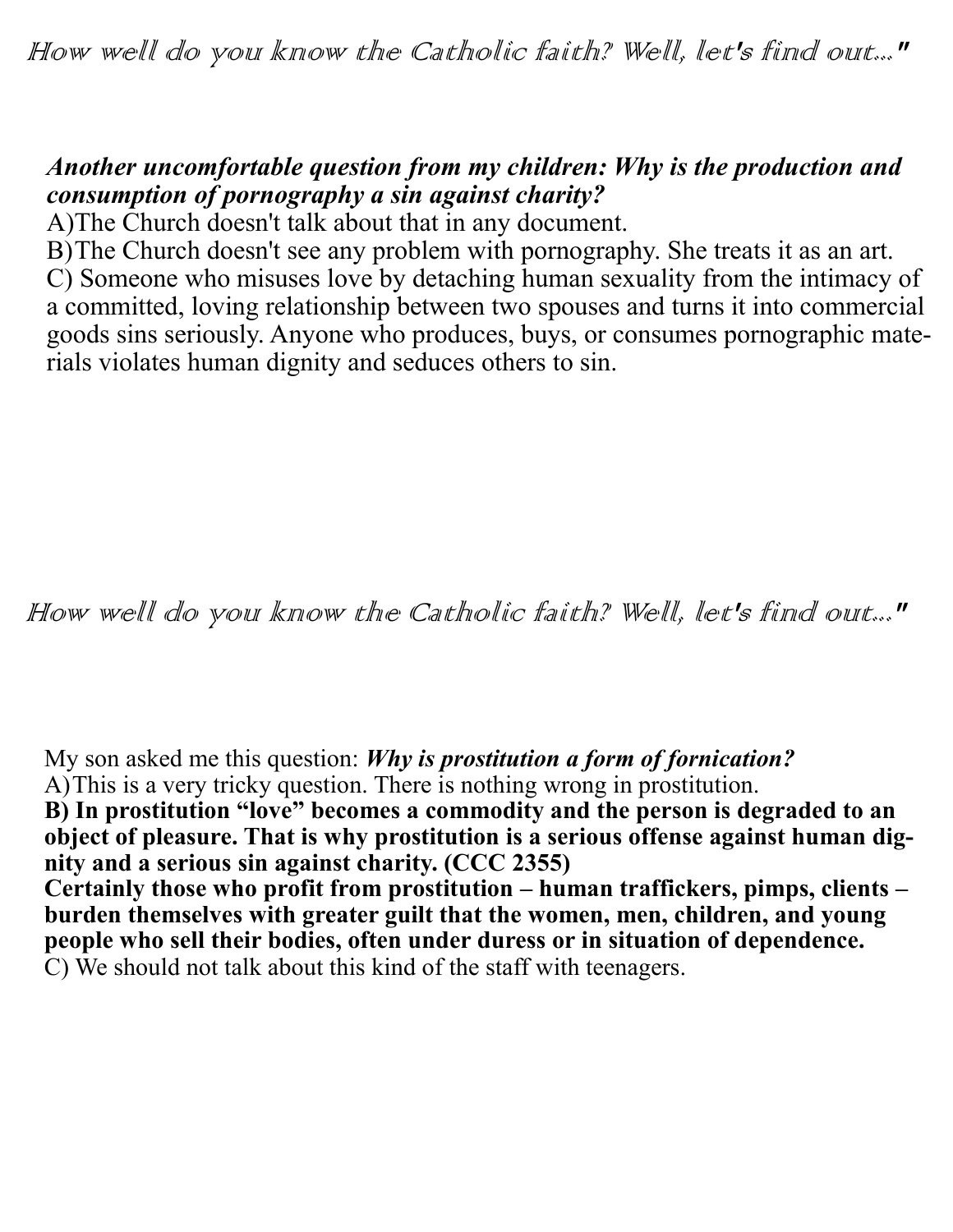*How well do you know the Catholic faith? Well, let's find out..."*

***Another uncomfortable question from my children: Why is the production and consumption of pornography a sin against charity?***

A)The Church doesn't talk about that in any document.
B)The Church doesn't see any problem with pornography. She treats it as an art.
C) Someone who misuses love by detaching human sexuality from the intimacy of a committed, loving relationship between two spouses and turns it into commercial goods sins seriously. Anyone who produces, buys, or consumes pornographic materials violates human dignity and seduces others to sin.

*How well do you know the Catholic faith? Well, let's find out..."*

My son asked me this question: ***Why is prostitution a form of fornication?***

A)This is a very tricky question. There is nothing wrong in prostitution.
**B) In prostitution "love" becomes a commodity and the person is degraded to an object of pleasure. That is why prostitution is a serious offense against human dignity and a serious sin against charity. (CCC 2355)**
**Certainly those who profit from prostitution – human traffickers, pimps, clients – burden themselves with greater guilt that the women, men, children, and young people who sell their bodies, often under duress or in situation of dependence.**
C) We should not talk about this kind of the staff with teenagers.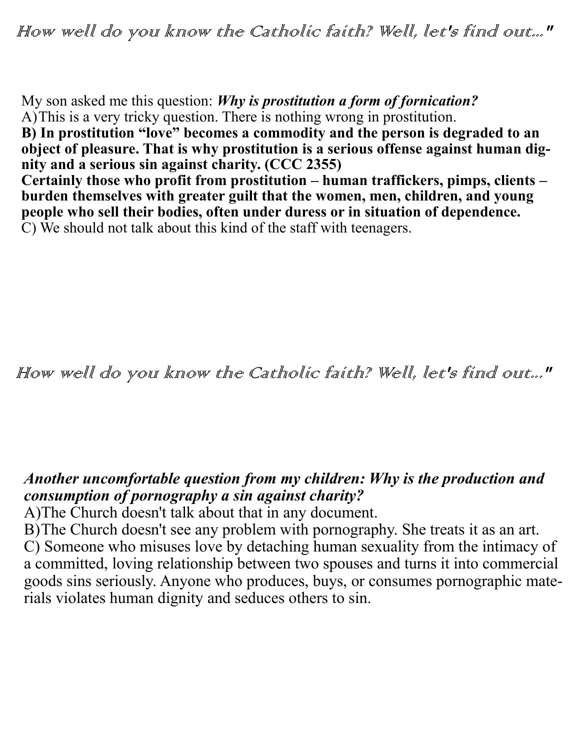*How well do you know the Catholic faith? Well, let's find out..."*

My son asked me this question: ***Why is prostitution a form of fornication?***

A) This is a very tricky question. There is nothing wrong in prostitution.

**B) In prostitution "love" becomes a commodity and the person is degraded to an object of pleasure. That is why prostitution is a serious offense against human dignity and a serious sin against charity. (CCC 2355)**

**Certainly those who profit from prostitution – human traffickers, pimps, clients – burden themselves with greater guilt that the women, men, children, and young people who sell their bodies, often under duress or in situation of dependence.**

C) We should not talk about this kind of the staff with teenagers.

*How well do you know the Catholic faith? Well, let's find out..."*

***Another uncomfortable question from my children: Why is the production and consumption of pornography a sin against charity?***

A) The Church doesn't talk about that in any document.

B) The Church doesn't see any problem with pornography. She treats it as an art.

C) Someone who misuses love by detaching human sexuality from the intimacy of a committed, loving relationship between two spouses and turns it into commercial goods sins seriously. Anyone who produces, buys, or consumes pornographic materials violates human dignity and seduces others to sin.